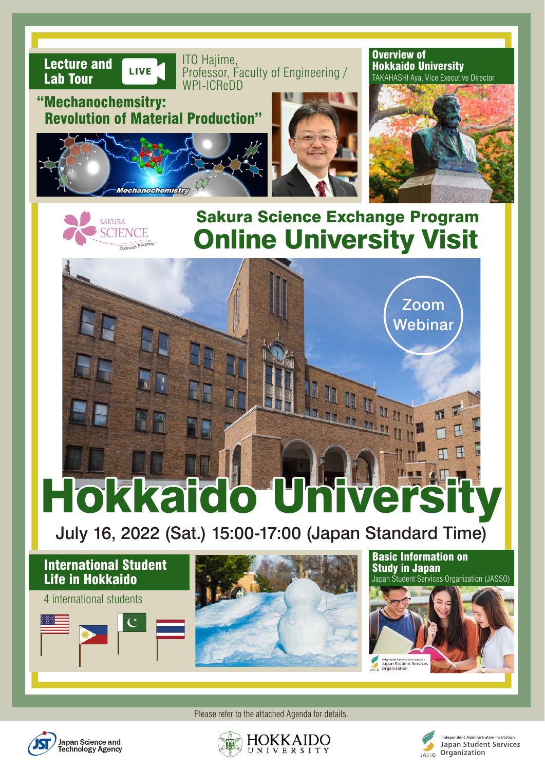## Lecture and Lab Tour

LIVE

ITO Hajime,
Professor, Faculty of Engineering / WPI-ICReDD

**"Mechanochemsitry: Revolution of Material Production"**

Mechanochemistry

## Overview of Hokkaido University

TAKAHASHI Aya, Vice Executive Director

SAKURA SCIENCE Exchange Program

## Sakura Science Exchange Program

# Online University Visit

Zoom Webinar

# Hokkaido University

**July 16, 2022 (Sat.) 15:00-17:00 (Japan Standard Time)**

## International Student Life in Hokkaido

4 international students

## Basic Information on Study in Japan

Japan Student Services Organization (JASSO)

Please refer to the attached Agenda for details.

Japan Science and Technology Agency

HOKKAIDO UNIVERSITY

Independent Administrative Institution Japan Student Services Organization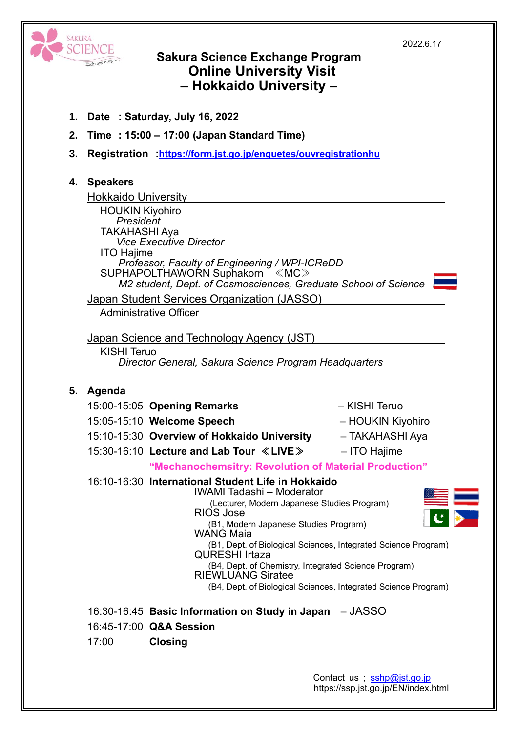2022.6.17

# Sakura Science Exchange Program
# Online University Visit
# – Hokkaido University –

1. **Date : Saturday, July 16, 2022**
2. **Time : 15:00 – 17:00 (Japan Standard Time)**
3. **Registration :https://form.jst.go.jp/enquetes/ouvregistrationhu**

4. **Speakers**

Hokkaido University

HOUKIN Kiyohiro
*President*
TAKAHASHI Aya
*Vice Executive Director*
ITO Hajime
*Professor, Faculty of Engineering / WPI-ICReDD*
SUPHAPOLTHAWORN Suphakorn ≪MC≫
*M2 student, Dept. of Cosmosciences, Graduate School of Science*

Japan Student Services Organization (JASSO)

Administrative Officer

Japan Science and Technology Agency (JST)

KISHI Teruo
*Director General, Sakura Science Program Headquarters*

5. **Agenda**

15:00-15:05 **Opening Remarks** – KISHI Teruo
15:05-15:10 **Welcome Speech** – HOUKIN Kiyohiro
15:10-15:30 **Overview of Hokkaido University** – TAKAHASHI Aya
15:30-16:10 **Lecture and Lab Tour ≪LIVE≫** – ITO Hajime
**"Mechanochemsitry: Revolution of Material Production"**
16:10-16:30 **International Student Life in Hokkaido**
IWAMI Tadashi – Moderator
(Lecturer, Modern Japanese Studies Program)
RIOS Jose
(B1, Modern Japanese Studies Program)
WANG Maia
(B1, Dept. of Biological Sciences, Integrated Science Program)
QURESHI Irtaza
(B4, Dept. of Chemistry, Integrated Science Program)
RIEWLUANG Siratee
(B4, Dept. of Biological Sciences, Integrated Science Program)

16:30-16:45 **Basic Information on Study in Japan** – JASSO
16:45-17:00 **Q&A Session**
17:00 **Closing**

Contact us ; sshp@jst.go.jp
https://ssp.jst.go.jp/EN/index.html